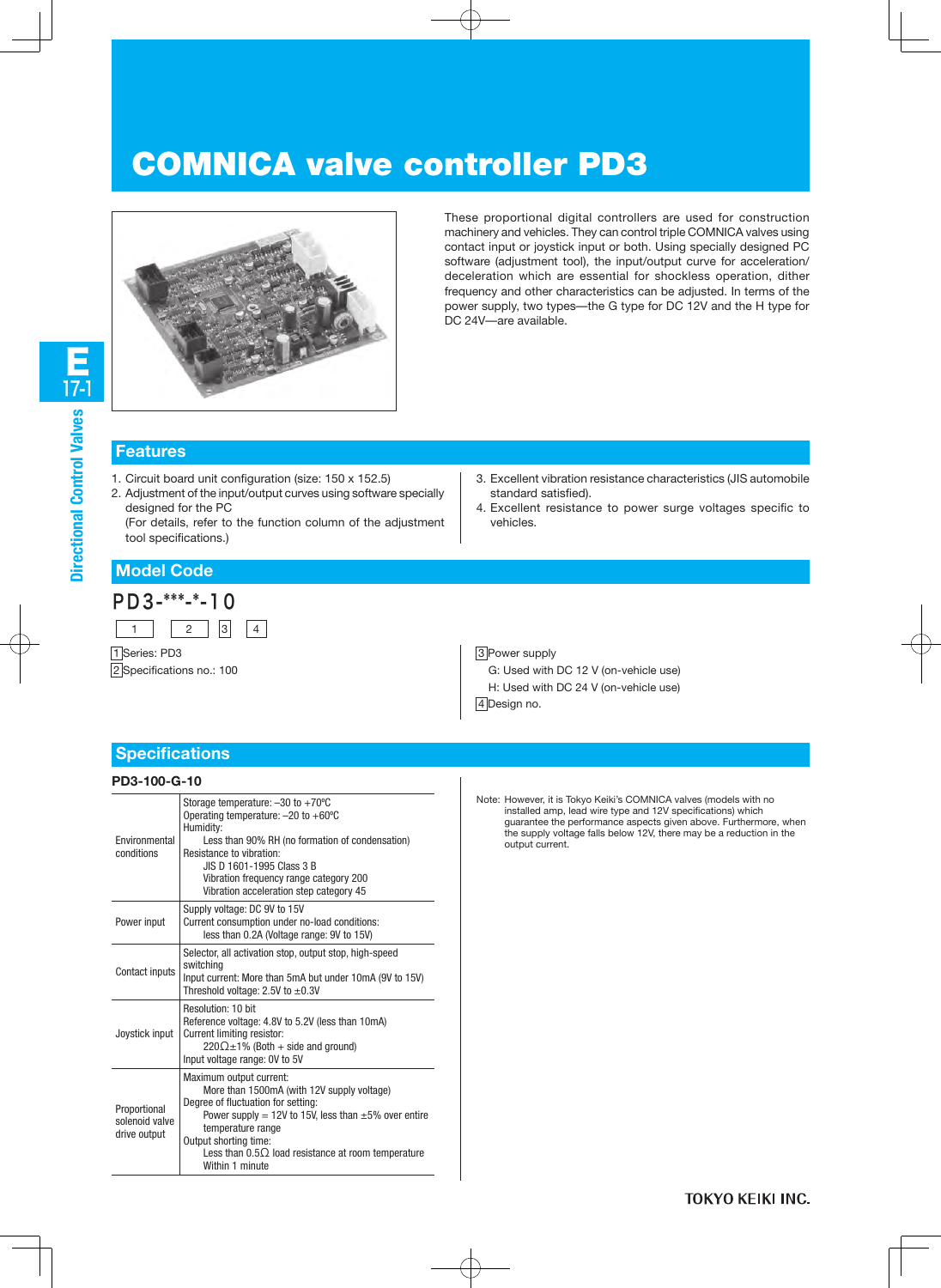# COMNICA valve controller PD3

These proportional digital controllers are used for construction machinery and vehicles. They can control triple COMNICA valves using contact input or joystick input or both. Using specially designed PC software (adjustment tool), the input/output curve for acceleration/deceleration which are essential for shockless operation, dither frequency and other characteristics can be adjusted. In terms of the power supply, two types—the G type for DC 12V and the H type for DC 24V—are available.

## Features

1. Circuit board unit configuration (size: 150 x 152.5)
2. Adjustment of the input/output curves using software specially designed for the PC
   (For details, refer to the function column of the adjustment tool specifications.)
3. Excellent vibration resistance characteristics (JIS automobile standard satisfied).
4. Excellent resistance to power surge voltages specific to vehicles.

## Model Code

PD3-***-*-10

| 1 | 2 | 3 | 4 |
|---|---|---|---|

1 Series: PD3

2 Specifications no.: 100

3 Power supply
- G: Used with DC 12 V (on-vehicle use)
- H: Used with DC 24 V (on-vehicle use)

4 Design no.

## Specifications

**PD3-100-G-10**

| | |
|---|---|
| Environmental conditions | Storage temperature: –30 to +70°C<br>Operating temperature: –20 to +60°C<br>Humidity:<br>Less than 90% RH (no formation of condensation)<br>Resistance to vibration:<br>JIS D 1601-1995 Class 3 B<br>Vibration frequency range category 200<br>Vibration acceleration step category 45 |
| Power input | Supply voltage: DC 9V to 15V<br>Current consumption under no-load conditions:<br>less than 0.2A (Voltage range: 9V to 15V) |
| Contact inputs | Selector, all activation stop, output stop, high-speed switching<br>Input current: More than 5mA but under 10mA (9V to 15V)<br>Threshold voltage: 2.5V to ±0.3V |
| Joystick input | Resolution: 10 bit<br>Reference voltage: 4.8V to 5.2V (less than 10mA)<br>Current limiting resistor:<br>220Ω±1% (Both + side and ground)<br>Input voltage range: 0V to 5V |
| Proportional solenoid valve drive output | Maximum output current:<br>More than 1500mA (with 12V supply voltage)<br>Degree of fluctuation for setting:<br>Power supply = 12V to 15V, less than ±5% over entire temperature range<br>Output shorting time:<br>Less than 0.5Ω load resistance at room temperature<br>Within 1 minute |

Note: However, it is Tokyo Keiki's COMNICA valves (models with no installed amp, lead wire type and 12V specifications) which guarantee the performance aspects given above. Furthermore, when the supply voltage falls below 12V, there may be a reduction in the output current.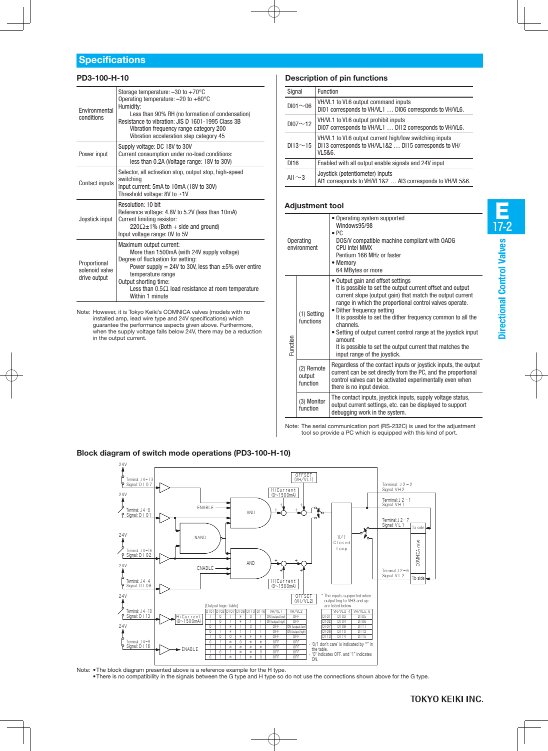## Specifications

### PD3-100-H-10

| | |
|---|---|
| Environmental conditions | Storage temperature: –30 to +70°C<br>Operating temperature: –20 to +60°C<br>Humidity:<br>Less than 90% RH (no formation of condensation)<br>Resistance to vibration: JIS D 1601-1995 Class 3B<br>Vibration frequency range category 200<br>Vibration acceleration step category 45 |
| Power input | Supply voltage: DC 18V to 30V<br>Current consumption under no-load conditions:<br>less than 0.2A (Voltage range: 18V to 30V) |
| Contact inputs | Selector, all activation stop, output stop, high-speed switching<br>Input current: 5mA to 10mA (18V to 30V)<br>Threshold voltage: 8V to ±1V |
| Joystick input | Resolution: 10 bit<br>Reference voltage: 4.8V to 5.2V (less than 10mA)<br>Current limiting resistor:<br>220Ω±1% (Both + side and ground)<br>Input voltage range: 0V to 5V |
| Proportional solenoid valve drive output | Maximum output current:<br>More than 1500mA (with 24V supply voltage)<br>Degree of fluctuation for setting:<br>Power supply = 24V to 30V, less than ±5% over entire temperature range<br>Output shorting time:<br>Less than 0.5Ω load resistance at room temperature<br>Within 1 minute |

Note: However, it is Tokyo Keiki's COMNICA valves (models with no installed amp, lead wire type and 24V specifications) which guarantee the performance aspects given above. Furthermore, when the supply voltage falls below 24V, there may be a reduction in the output current.

### Description of pin functions

| Signal | Function |
|---|---|
| DI01～06 | VH/VL1 to VL6 output command inputs<br>DI01 corresponds to VH/VL1 … DI06 corresponds to VH/VL6. |
| DI07～12 | VH/VL1 to VL6 output prohibit inputs<br>DI07 corresponds to VH/VL1 … DI12 corresponds to VH/VL6. |
| DI13～15 | VH/VL1 to VL6 output current high/low switching inputs<br>DI13 corresponds to VH/VL1&2 … DI15 corresponds to VH/VL5&6. |
| DI16 | Enabled with all output enable signals and 24V input |
| AI1～3 | Joystick (potentiometer) inputs<br>AI1 corresponds to VH/VL1&2 … AI3 corresponds to VH/VL5&6. |

### Adjustment tool

| | | |
|---|---|---|
| Operating environment | | • Operating system supported<br>Windows95/98<br>• PC<br>DOS/V compatible machine compliant with OADG<br>CPU Intel MMX<br>Pentium 166 MHz or faster<br>• Memory<br>64 MBytes or more |
| Function | (1) Setting functions | • Output gain and offset settings<br>It is possible to set the output current offset and output current slope (output gain) that match the output current range in which the proportional control valves operate.<br>• Dither frequency setting<br>It is possible to set the dither frequency common to all the channels.<br>• Setting of output current control range at the joystick input amount<br>It is possible to set the output current that matches the input range of the joystick. |
| | (2) Remote output function | Regardless of the contact inputs or joystick inputs, the output current can be set directly from the PC, and the proportional control valves can be activated experimentally even when there is no input device. |
| | (3) Monitor function | The contact inputs, joystick inputs, supply voltage status, output current settings, etc. can be displayed to support debugging work in the system. |

Note: The serial communication port (RS-232C) is used for the adjustment tool so provide a PC which is equipped with this kind of port.

### Block diagram of switch mode operations (PD3-100-H-10)

[Output logic table]

| DI01 | DI02 | DI07 | DI08 | DI13 | DI16 | VH/VL1 | VH/VL2 |
|---|---|---|---|---|---|---|---|
| 1 | 0 | 1 | * | 0 | 1 | ON (output low) | OFF |
| 1 | 0 | 1 | * | 1 | 1 | ON (output high) | OFF |
| 0 | 1 | * | 1 | 0 | 1 | OFF | ON (output low) |
| 0 | 1 | * | 1 | 1 | 1 | OFF | ON (output high) |
| 1 | 0 | 0 | * | * | * | OFF | OFF |
| 0 | 1 | * | 0 | * | * | OFF | OFF |
| 1 | 1 | * | * | * | * | OFF | OFF |
| 1 | 0 | 1 | * | * | 0 | OFF | OFF |
| 0 | 1 | * | 1 | * | 0 | OFF | OFF |

* The inputs supported when outputting to VH3 and up are listed below.

| VH/VL1, 2 | VH/VL3, 4 | VH/VL5, 6 |
|---|---|---|
| DI01 | DI03 | DI05 |
| DI02 | DI04 | DI06 |
| DI07 | DI09 | DI11 |
| DI08 | DI10 | DI12 |
| DI13 | DI14 | DI15 |

· '0/1 don't care' is indicated by "*" in the table.
· "0" indicates OFF, and "1" indicates ON.

Note: • The block diagram presented above is a reference example for the H type.
• There is no compatibility in the signals between the G type and H type so do not use the connections shown above for the G type.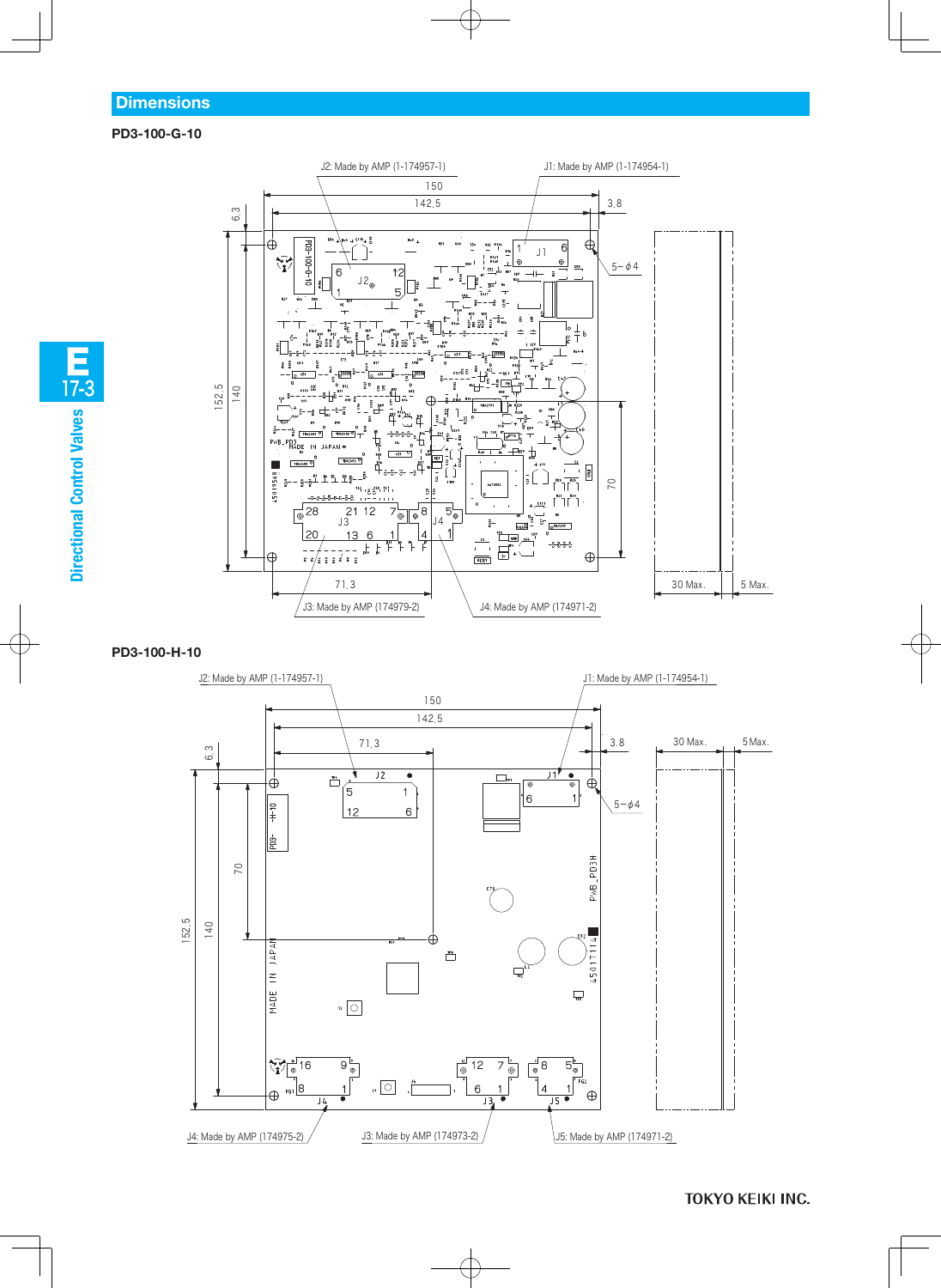## Dimensions

### PD3-100-G-10

J2: Made by AMP (1-174957-1)
J1: Made by AMP (1-174954-1)
150
142.5
3.8
6.3
5−φ4
152.5
140
70
71.3
30 Max.
5 Max.
J3: Made by AMP (174979-2)
J4: Made by AMP (174971-2)

### PD3-100-H-10

J2: Made by AMP (1-174957-1)
J1: Made by AMP (1-174954-1)
150
142.5
71.3
3.8
30 Max.
5Max.
6.3
5−φ4
70
152.5
140
J4: Made by AMP (174975-2)
J3: Made by AMP (174973-2)
J5: Made by AMP (174971-2)